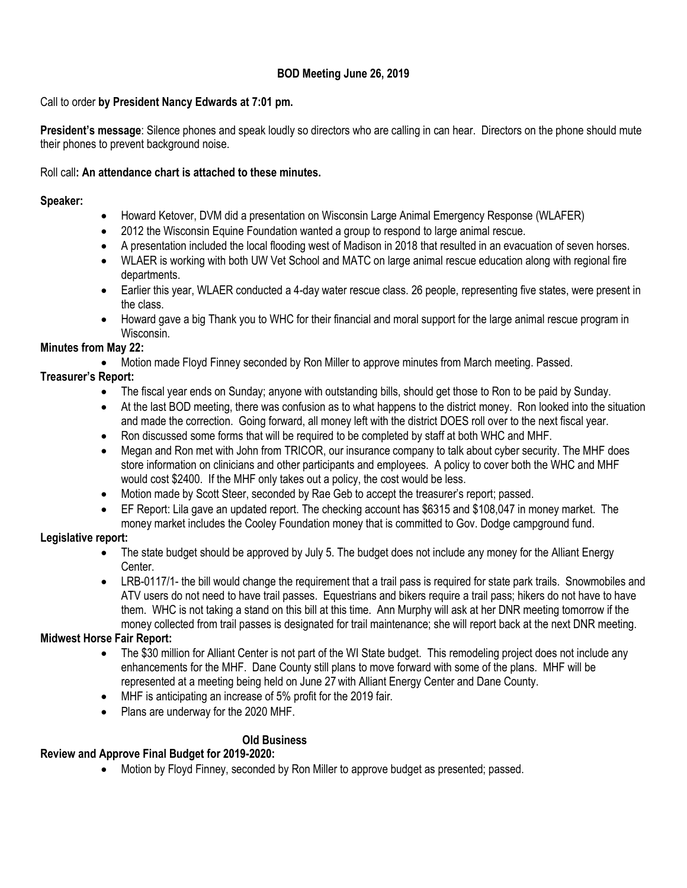**BOD Meeting June 26, 2019**

Call to order **by President Nancy Edwards at 7:01 pm.**

**President's message**: Silence phones and speak loudly so directors who are calling in can hear. Directors on the phone should mute their phones to prevent background noise.

Roll call**: An attendance chart is attached to these minutes.**

**Speaker:**

- Howard Ketover, DVM did a presentation on Wisconsin Large Animal Emergency Response (WLAFER)
- 2012 the Wisconsin Equine Foundation wanted a group to respond to large animal rescue.
- A presentation included the local flooding west of Madison in 2018 that resulted in an evacuation of seven horses.
- WLAER is working with both UW Vet School and MATC on large animal rescue education along with regional fire departments.
- Earlier this year, WLAER conducted a 4-day water rescue class. 26 people, representing five states, were present in the class.
- Howard gave a big Thank you to WHC for their financial and moral support for the large animal rescue program in Wisconsin.

**Minutes from May 22:**

- Motion made Floyd Finney seconded by Ron Miller to approve minutes from March meeting. Passed.

**Treasurer's Report:**

- The fiscal year ends on Sunday; anyone with outstanding bills, should get those to Ron to be paid by Sunday.
- At the last BOD meeting, there was confusion as to what happens to the district money. Ron looked into the situation and made the correction. Going forward, all money left with the district DOES roll over to the next fiscal year.
- Ron discussed some forms that will be required to be completed by staff at both WHC and MHF.
- Megan and Ron met with John from TRICOR, our insurance company to talk about cyber security. The MHF does store information on clinicians and other participants and employees. A policy to cover both the WHC and MHF would cost $2400. If the MHF only takes out a policy, the cost would be less.
- Motion made by Scott Steer, seconded by Rae Geb to accept the treasurer's report; passed.
- EF Report: Lila gave an updated report. The checking account has $6315 and $108,047 in money market. The money market includes the Cooley Foundation money that is committed to Gov. Dodge campground fund.

**Legislative report:**

- The state budget should be approved by July 5. The budget does not include any money for the Alliant Energy Center.
- LRB-0117/1- the bill would change the requirement that a trail pass is required for state park trails. Snowmobiles and ATV users do not need to have trail passes. Equestrians and bikers require a trail pass; hikers do not have to have them. WHC is not taking a stand on this bill at this time. Ann Murphy will ask at her DNR meeting tomorrow if the money collected from trail passes is designated for trail maintenance; she will report back at the next DNR meeting.

**Midwest Horse Fair Report:**

- The $30 million for Alliant Center is not part of the WI State budget. This remodeling project does not include any enhancements for the MHF. Dane County still plans to move forward with some of the plans. MHF will be represented at a meeting being held on June 27 with Alliant Energy Center and Dane County.
- MHF is anticipating an increase of 5% profit for the 2019 fair.
- Plans are underway for the 2020 MHF.

**Old Business**

**Review and Approve Final Budget for 2019-2020:**

- Motion by Floyd Finney, seconded by Ron Miller to approve budget as presented; passed.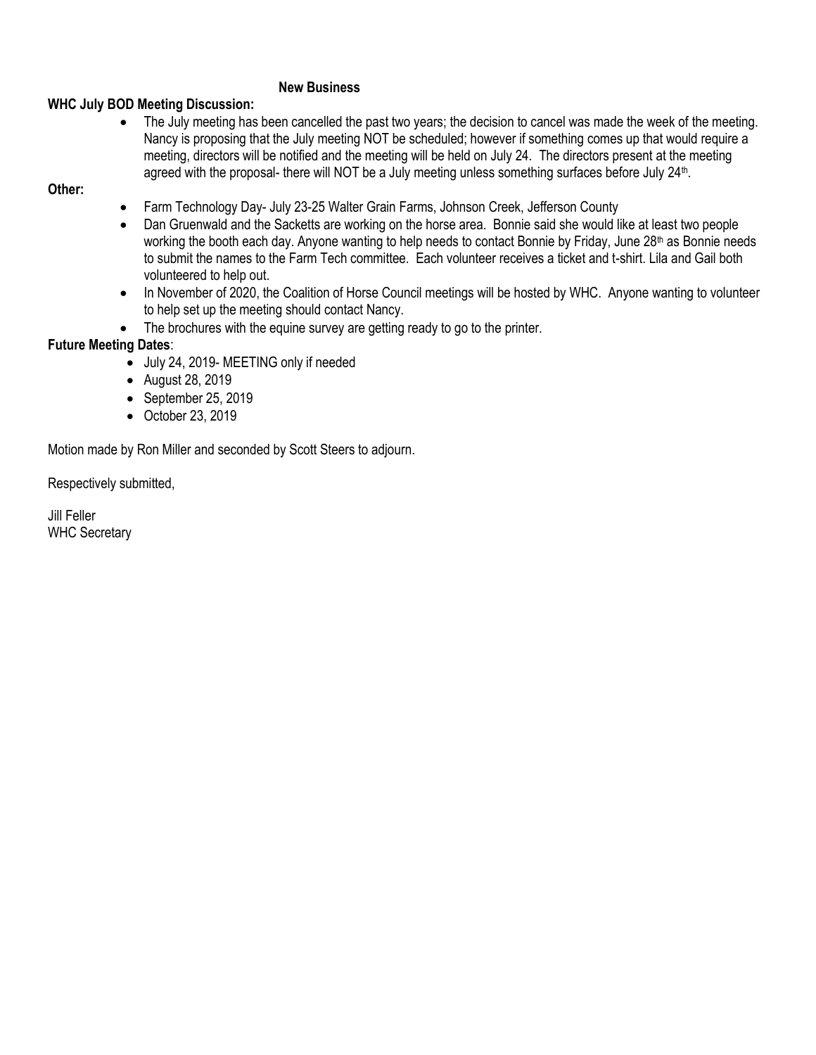## New Business

**WHC July BOD Meeting Discussion:**

- The July meeting has been cancelled the past two years; the decision to cancel was made the week of the meeting. Nancy is proposing that the July meeting NOT be scheduled; however if something comes up that would require a meeting, directors will be notified and the meeting will be held on July 24. The directors present at the meeting agreed with the proposal- there will NOT be a July meeting unless something surfaces before July 24th.

**Other:**

- Farm Technology Day- July 23-25 Walter Grain Farms, Johnson Creek, Jefferson County
- Dan Gruenwald and the Sacketts are working on the horse area. Bonnie said she would like at least two people working the booth each day. Anyone wanting to help needs to contact Bonnie by Friday, June 28th as Bonnie needs to submit the names to the Farm Tech committee. Each volunteer receives a ticket and t-shirt. Lila and Gail both volunteered to help out.
- In November of 2020, the Coalition of Horse Council meetings will be hosted by WHC. Anyone wanting to volunteer to help set up the meeting should contact Nancy.
- The brochures with the equine survey are getting ready to go to the printer.

**Future Meeting Dates**:

- July 24, 2019- MEETING only if needed
- August 28, 2019
- September 25, 2019
- October 23, 2019

Motion made by Ron Miller and seconded by Scott Steers to adjourn.

Respectively submitted,

Jill Feller
WHC Secretary